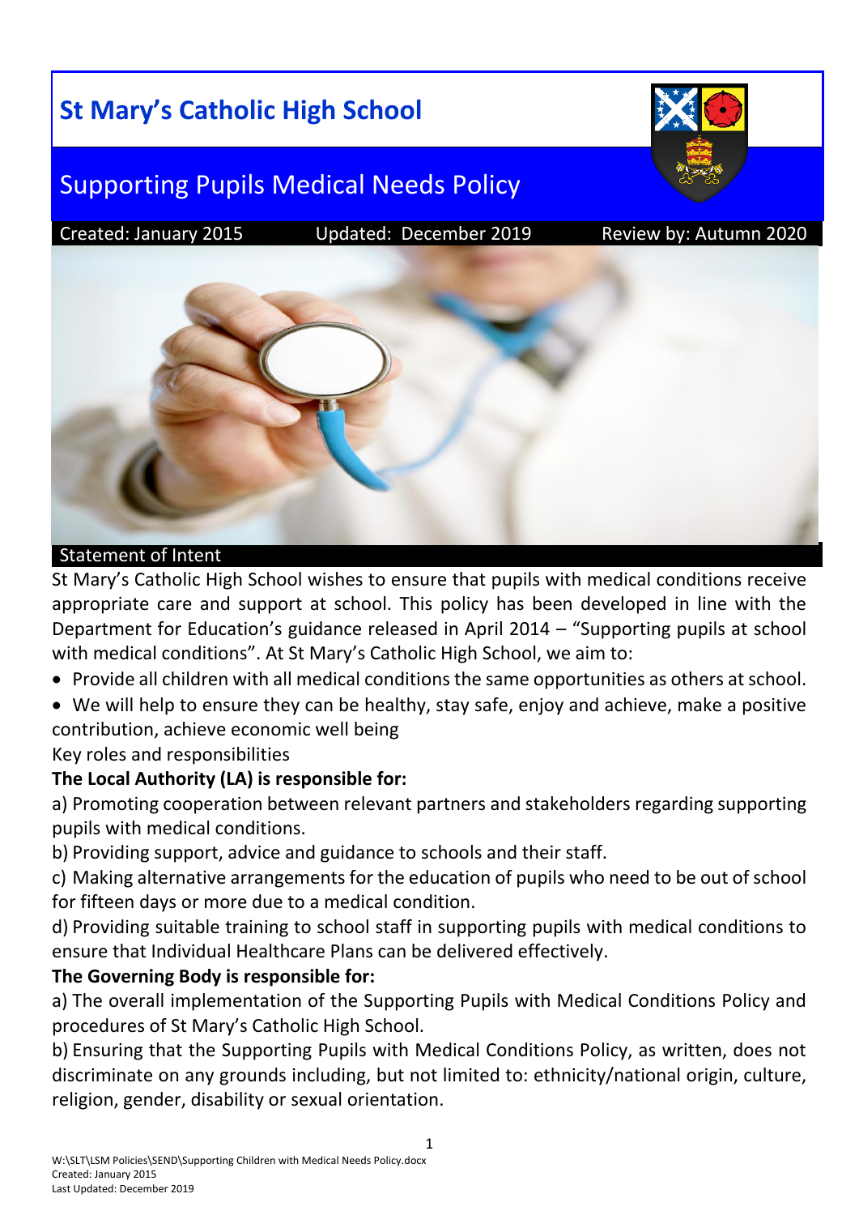# St Mary's Catholic High School

## Supporting Pupils Medical Needs Policy

Created: January 2015 Updated: December 2019 Review by: Autumn 2020

### Statement of Intent

St Mary's Catholic High School wishes to ensure that pupils with medical conditions receive appropriate care and support at school. This policy has been developed in line with the Department for Education's guidance released in April 2014 – "Supporting pupils at school with medical conditions". At St Mary's Catholic High School, we aim to:

- Provide all children with all medical conditions the same opportunities as others at school.
- We will help to ensure they can be healthy, stay safe, enjoy and achieve, make a positive contribution, achieve economic well being

Key roles and responsibilities

**The Local Authority (LA) is responsible for:**

a) Promoting cooperation between relevant partners and stakeholders regarding supporting pupils with medical conditions.

b) Providing support, advice and guidance to schools and their staff.

c) Making alternative arrangements for the education of pupils who need to be out of school for fifteen days or more due to a medical condition.

d) Providing suitable training to school staff in supporting pupils with medical conditions to ensure that Individual Healthcare Plans can be delivered effectively.

**The Governing Body is responsible for:**

a) The overall implementation of the Supporting Pupils with Medical Conditions Policy and procedures of St Mary's Catholic High School.

b) Ensuring that the Supporting Pupils with Medical Conditions Policy, as written, does not discriminate on any grounds including, but not limited to: ethnicity/national origin, culture, religion, gender, disability or sexual orientation.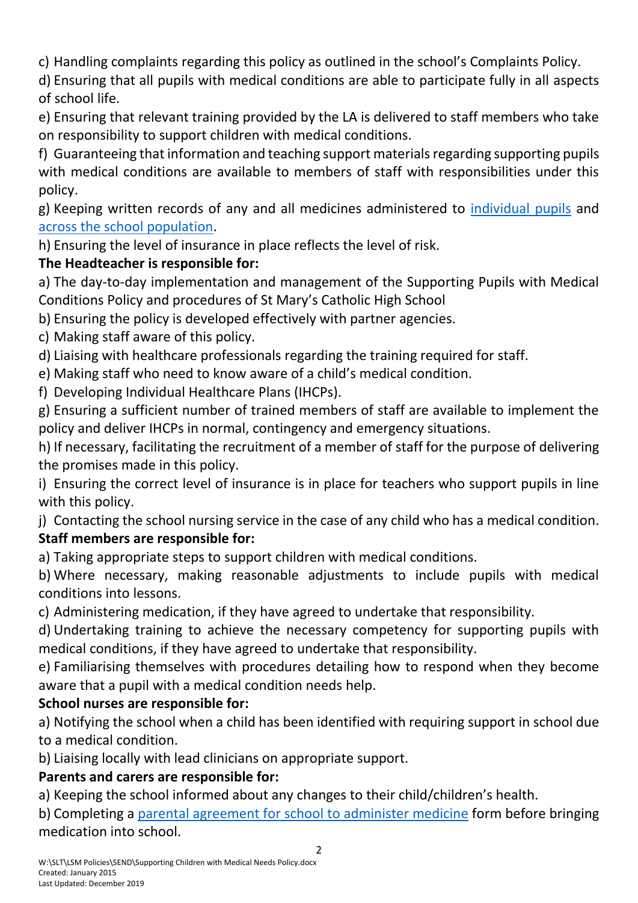c) Handling complaints regarding this policy as outlined in the school's Complaints Policy.

d) Ensuring that all pupils with medical conditions are able to participate fully in all aspects of school life.

e) Ensuring that relevant training provided by the LA is delivered to staff members who take on responsibility to support children with medical conditions.

f) Guaranteeing that information and teaching support materials regarding supporting pupils with medical conditions are available to members of staff with responsibilities under this policy.

g) Keeping written records of any and all medicines administered to individual pupils and across the school population.

h) Ensuring the level of insurance in place reflects the level of risk.

**The Headteacher is responsible for:**

a) The day-to-day implementation and management of the Supporting Pupils with Medical Conditions Policy and procedures of St Mary's Catholic High School

b) Ensuring the policy is developed effectively with partner agencies.

c) Making staff aware of this policy.

d) Liaising with healthcare professionals regarding the training required for staff.

e) Making staff who need to know aware of a child's medical condition.

f) Developing Individual Healthcare Plans (IHCPs).

g) Ensuring a sufficient number of trained members of staff are available to implement the policy and deliver IHCPs in normal, contingency and emergency situations.

h) If necessary, facilitating the recruitment of a member of staff for the purpose of delivering the promises made in this policy.

i) Ensuring the correct level of insurance is in place for teachers who support pupils in line with this policy.

j) Contacting the school nursing service in the case of any child who has a medical condition.

**Staff members are responsible for:**

a) Taking appropriate steps to support children with medical conditions.

b) Where necessary, making reasonable adjustments to include pupils with medical conditions into lessons.

c) Administering medication, if they have agreed to undertake that responsibility.

d) Undertaking training to achieve the necessary competency for supporting pupils with medical conditions, if they have agreed to undertake that responsibility.

e) Familiarising themselves with procedures detailing how to respond when they become aware that a pupil with a medical condition needs help.

**School nurses are responsible for:**

a) Notifying the school when a child has been identified with requiring support in school due to a medical condition.

b) Liaising locally with lead clinicians on appropriate support.

**Parents and carers are responsible for:**

a) Keeping the school informed about any changes to their child/children's health.

b) Completing a parental agreement for school to administer medicine form before bringing medication into school.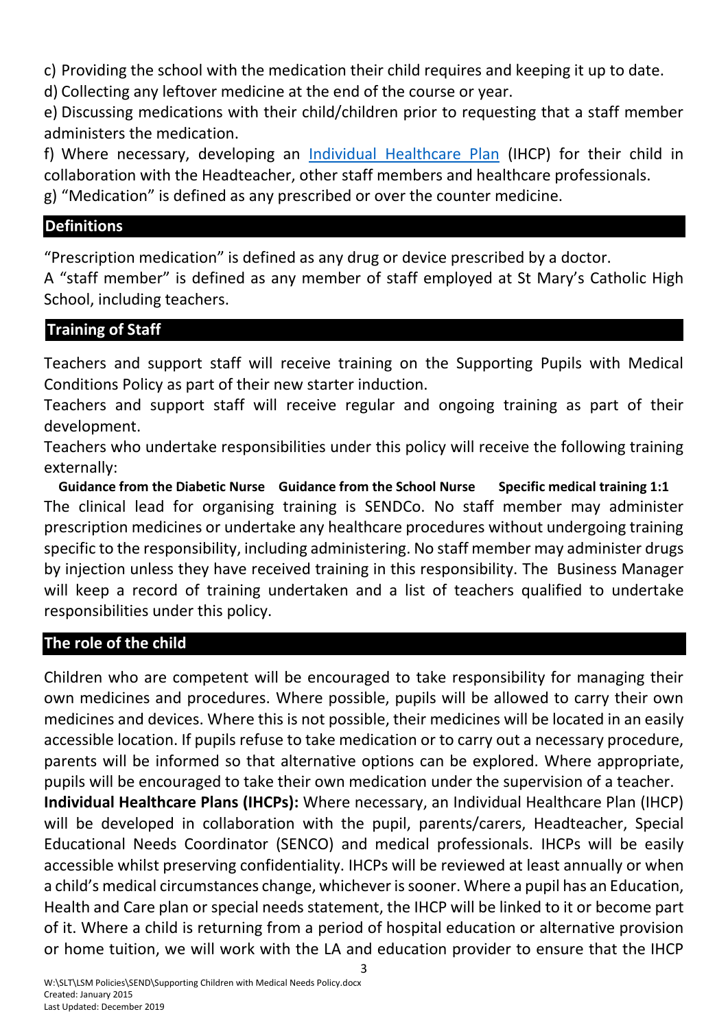c) Providing the school with the medication their child requires and keeping it up to date.
d) Collecting any leftover medicine at the end of the course or year.
e) Discussing medications with their child/children prior to requesting that a staff member administers the medication.
f) Where necessary, developing an [Individual Healthcare Plan](#) (IHCP) for their child in collaboration with the Headteacher, other staff members and healthcare professionals.
g) "Medication" is defined as any prescribed or over the counter medicine.

## Definitions

"Prescription medication" is defined as any drug or device prescribed by a doctor.
A "staff member" is defined as any member of staff employed at St Mary's Catholic High School, including teachers.

## Training of Staff

Teachers and support staff will receive training on the Supporting Pupils with Medical Conditions Policy as part of their new starter induction.
Teachers and support staff will receive regular and ongoing training as part of their development.
Teachers who undertake responsibilities under this policy will receive the following training externally:

**Guidance from the Diabetic Nurse** **Guidance from the School Nurse** **Specific medical training 1:1**

The clinical lead for organising training is SENDCo. No staff member may administer prescription medicines or undertake any healthcare procedures without undergoing training specific to the responsibility, including administering. No staff member may administer drugs by injection unless they have received training in this responsibility. The Business Manager will keep a record of training undertaken and a list of teachers qualified to undertake responsibilities under this policy.

## The role of the child

Children who are competent will be encouraged to take responsibility for managing their own medicines and procedures. Where possible, pupils will be allowed to carry their own medicines and devices. Where this is not possible, their medicines will be located in an easily accessible location. If pupils refuse to take medication or to carry out a necessary procedure, parents will be informed so that alternative options can be explored. Where appropriate, pupils will be encouraged to take their own medication under the supervision of a teacher.

**Individual Healthcare Plans (IHCPs):** Where necessary, an Individual Healthcare Plan (IHCP) will be developed in collaboration with the pupil, parents/carers, Headteacher, Special Educational Needs Coordinator (SENCO) and medical professionals. IHCPs will be easily accessible whilst preserving confidentiality. IHCPs will be reviewed at least annually or when a child's medical circumstances change, whichever is sooner. Where a pupil has an Education, Health and Care plan or special needs statement, the IHCP will be linked to it or become part of it. Where a child is returning from a period of hospital education or alternative provision or home tuition, we will work with the LA and education provider to ensure that the IHCP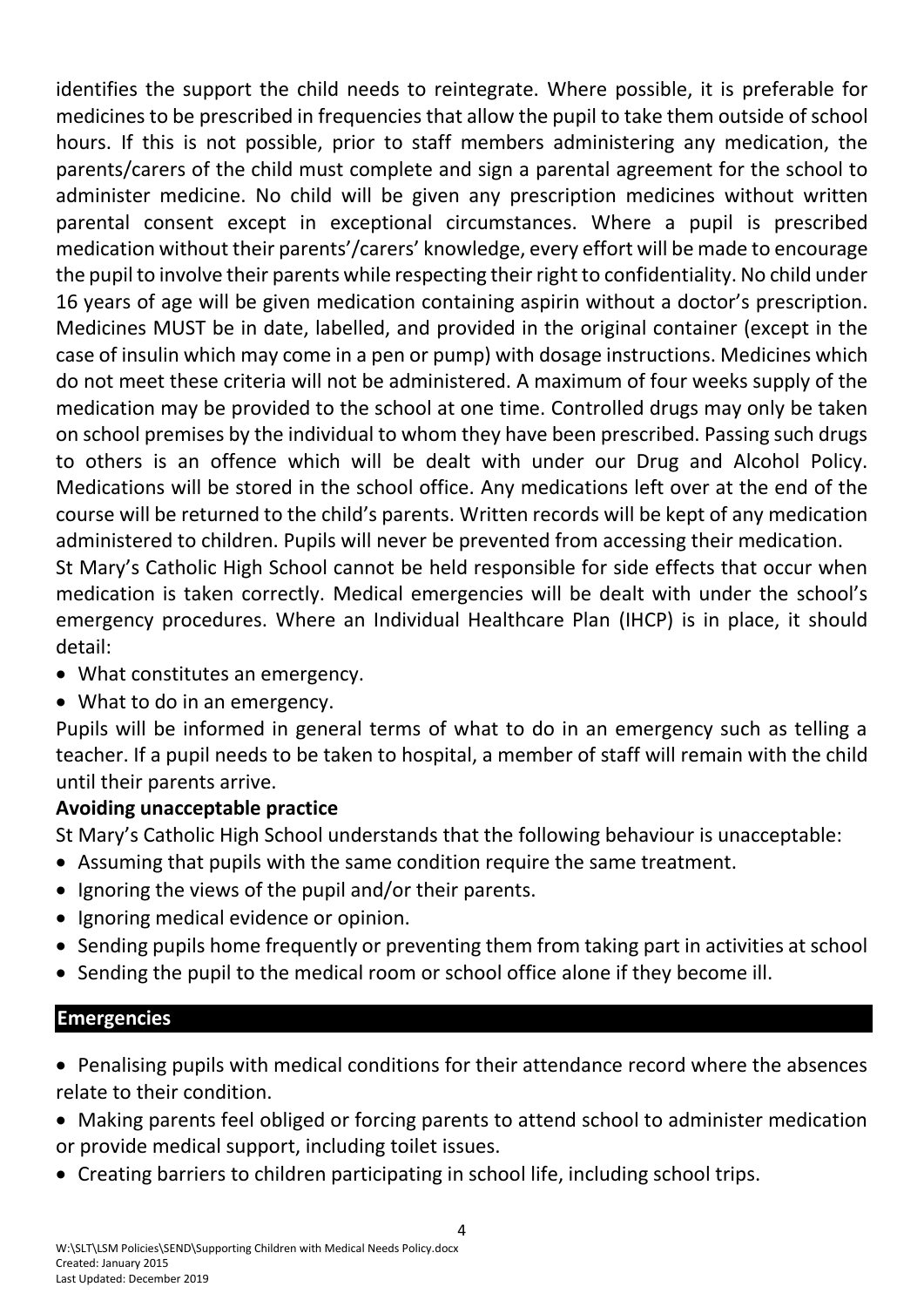identifies the support the child needs to reintegrate. Where possible, it is preferable for medicines to be prescribed in frequencies that allow the pupil to take them outside of school hours. If this is not possible, prior to staff members administering any medication, the parents/carers of the child must complete and sign a parental agreement for the school to administer medicine. No child will be given any prescription medicines without written parental consent except in exceptional circumstances. Where a pupil is prescribed medication without their parents'/carers' knowledge, every effort will be made to encourage the pupil to involve their parents while respecting their right to confidentiality. No child under 16 years of age will be given medication containing aspirin without a doctor's prescription. Medicines MUST be in date, labelled, and provided in the original container (except in the case of insulin which may come in a pen or pump) with dosage instructions. Medicines which do not meet these criteria will not be administered. A maximum of four weeks supply of the medication may be provided to the school at one time. Controlled drugs may only be taken on school premises by the individual to whom they have been prescribed. Passing such drugs to others is an offence which will be dealt with under our Drug and Alcohol Policy. Medications will be stored in the school office. Any medications left over at the end of the course will be returned to the child's parents. Written records will be kept of any medication administered to children. Pupils will never be prevented from accessing their medication.

St Mary's Catholic High School cannot be held responsible for side effects that occur when medication is taken correctly. Medical emergencies will be dealt with under the school's emergency procedures. Where an Individual Healthcare Plan (IHCP) is in place, it should detail:

- What constitutes an emergency.
- What to do in an emergency.

Pupils will be informed in general terms of what to do in an emergency such as telling a teacher. If a pupil needs to be taken to hospital, a member of staff will remain with the child until their parents arrive.

**Avoiding unacceptable practice**

St Mary's Catholic High School understands that the following behaviour is unacceptable:

- Assuming that pupils with the same condition require the same treatment.
- Ignoring the views of the pupil and/or their parents.
- Ignoring medical evidence or opinion.
- Sending pupils home frequently or preventing them from taking part in activities at school
- Sending the pupil to the medical room or school office alone if they become ill.

## Emergencies

- Penalising pupils with medical conditions for their attendance record where the absences relate to their condition.
- Making parents feel obliged or forcing parents to attend school to administer medication or provide medical support, including toilet issues.
- Creating barriers to children participating in school life, including school trips.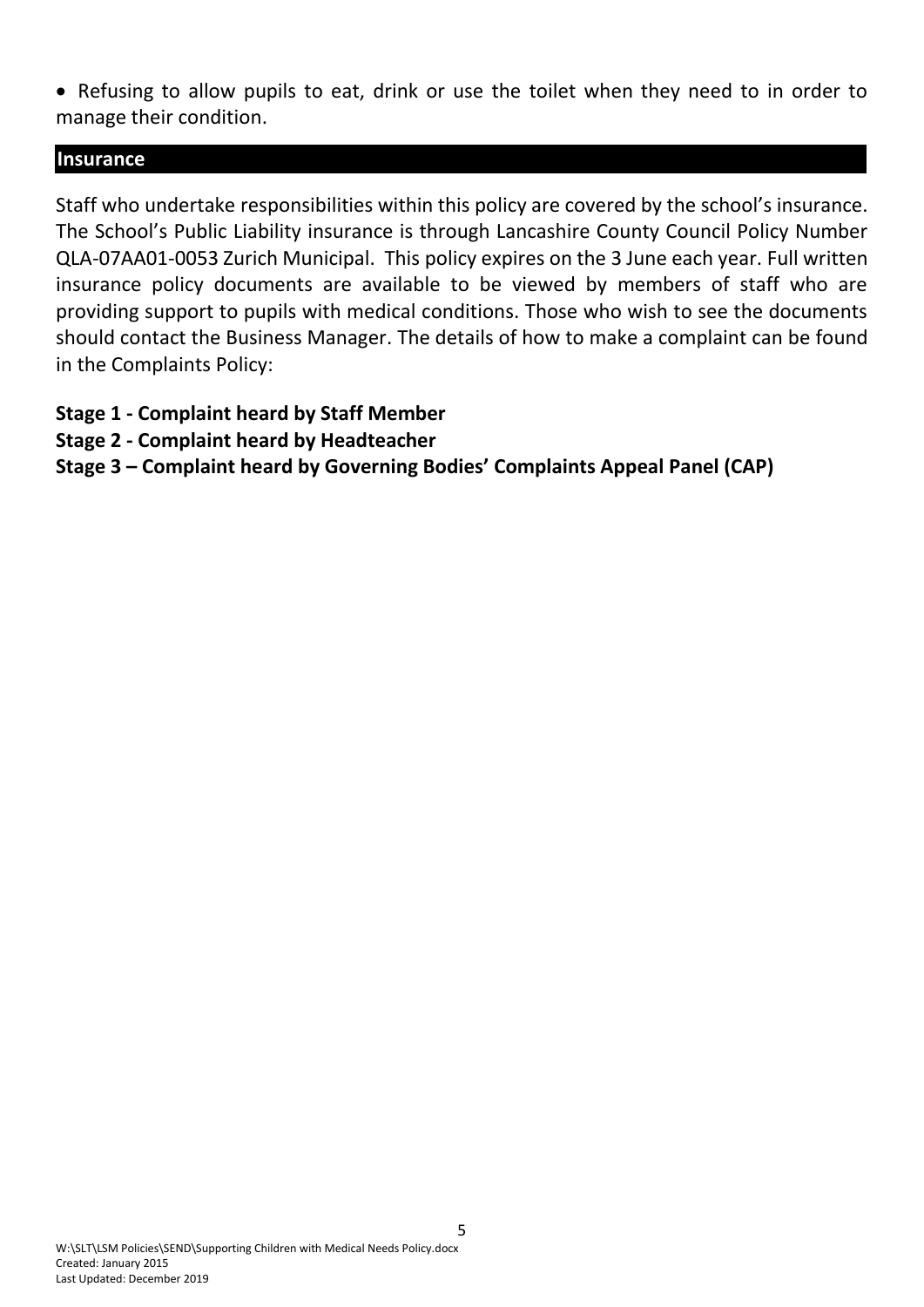- Refusing to allow pupils to eat, drink or use the toilet when they need to in order to manage their condition.

## Insurance

Staff who undertake responsibilities within this policy are covered by the school's insurance. The School's Public Liability insurance is through Lancashire County Council Policy Number QLA-07AA01-0053 Zurich Municipal. This policy expires on the 3 June each year. Full written insurance policy documents are available to be viewed by members of staff who are providing support to pupils with medical conditions. Those who wish to see the documents should contact the Business Manager. The details of how to make a complaint can be found in the Complaints Policy:

**Stage 1 - Complaint heard by Staff Member**
**Stage 2 - Complaint heard by Headteacher**
**Stage 3 – Complaint heard by Governing Bodies' Complaints Appeal Panel (CAP)**